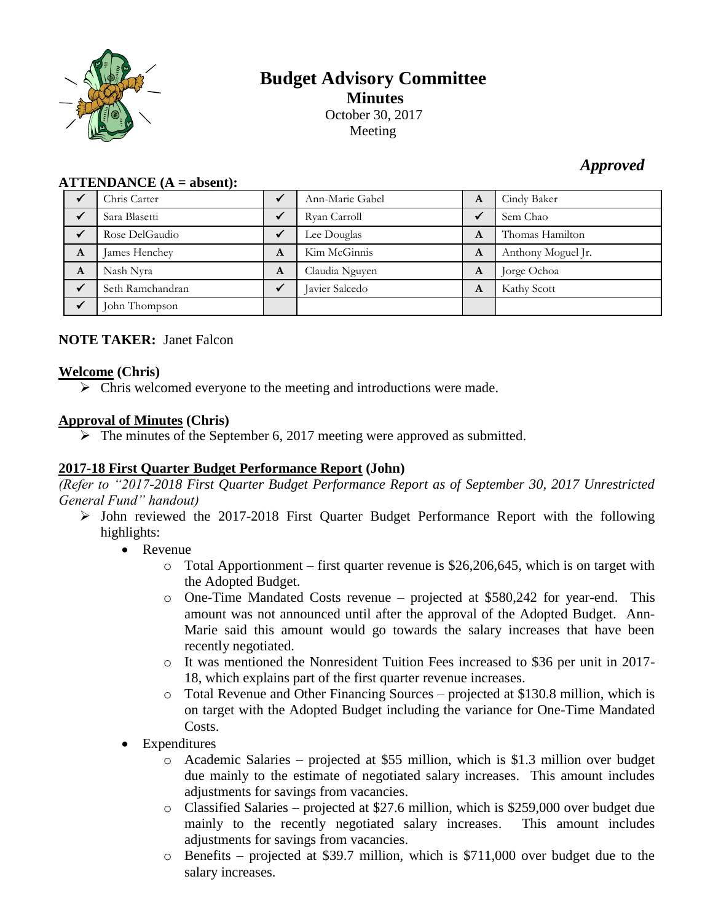# Budget Advisory Committee

## Minutes

October 30, 2017

Meeting

***Approved***

**ATTENDANCE (A = absent):**

| | | | | | |
|---|---|---|---|---|---|
| ✓ | Chris Carter | ✓ | Ann-Marie Gabel | A | Cindy Baker |
| ✓ | Sara Blasetti | ✓ | Ryan Carroll | ✓ | Sem Chao |
| ✓ | Rose DelGaudio | ✓ | Lee Douglas | A | Thomas Hamilton |
| A | James Henchey | A | Kim McGinnis | A | Anthony Moguel Jr. |
| A | Nash Nyra | A | Claudia Nguyen | A | Jorge Ochoa |
| ✓ | Seth Ramchandran | ✓ | Javier Salcedo | A | Kathy Scott |
| ✓ | John Thompson | | | | |

**NOTE TAKER:** Janet Falcon

**Welcome (Chris)**

- Chris welcomed everyone to the meeting and introductions were made.

**Approval of Minutes (Chris)**

- The minutes of the September 6, 2017 meeting were approved as submitted.

**2017-18 First Quarter Budget Performance Report (John)**

*(Refer to "2017-2018 First Quarter Budget Performance Report as of September 30, 2017 Unrestricted General Fund" handout)*

- John reviewed the 2017-2018 First Quarter Budget Performance Report with the following highlights:
  - Revenue
    - Total Apportionment – first quarter revenue is $26,206,645, which is on target with the Adopted Budget.
    - One-Time Mandated Costs revenue – projected at $580,242 for year-end. This amount was not announced until after the approval of the Adopted Budget. Ann-Marie said this amount would go towards the salary increases that have been recently negotiated.
    - It was mentioned the Nonresident Tuition Fees increased to $36 per unit in 2017-18, which explains part of the first quarter revenue increases.
    - Total Revenue and Other Financing Sources – projected at $130.8 million, which is on target with the Adopted Budget including the variance for One-Time Mandated Costs.
  - Expenditures
    - Academic Salaries – projected at $55 million, which is $1.3 million over budget due mainly to the estimate of negotiated salary increases. This amount includes adjustments for savings from vacancies.
    - Classified Salaries – projected at $27.6 million, which is $259,000 over budget due mainly to the recently negotiated salary increases. This amount includes adjustments for savings from vacancies.
    - Benefits – projected at $39.7 million, which is $711,000 over budget due to the salary increases.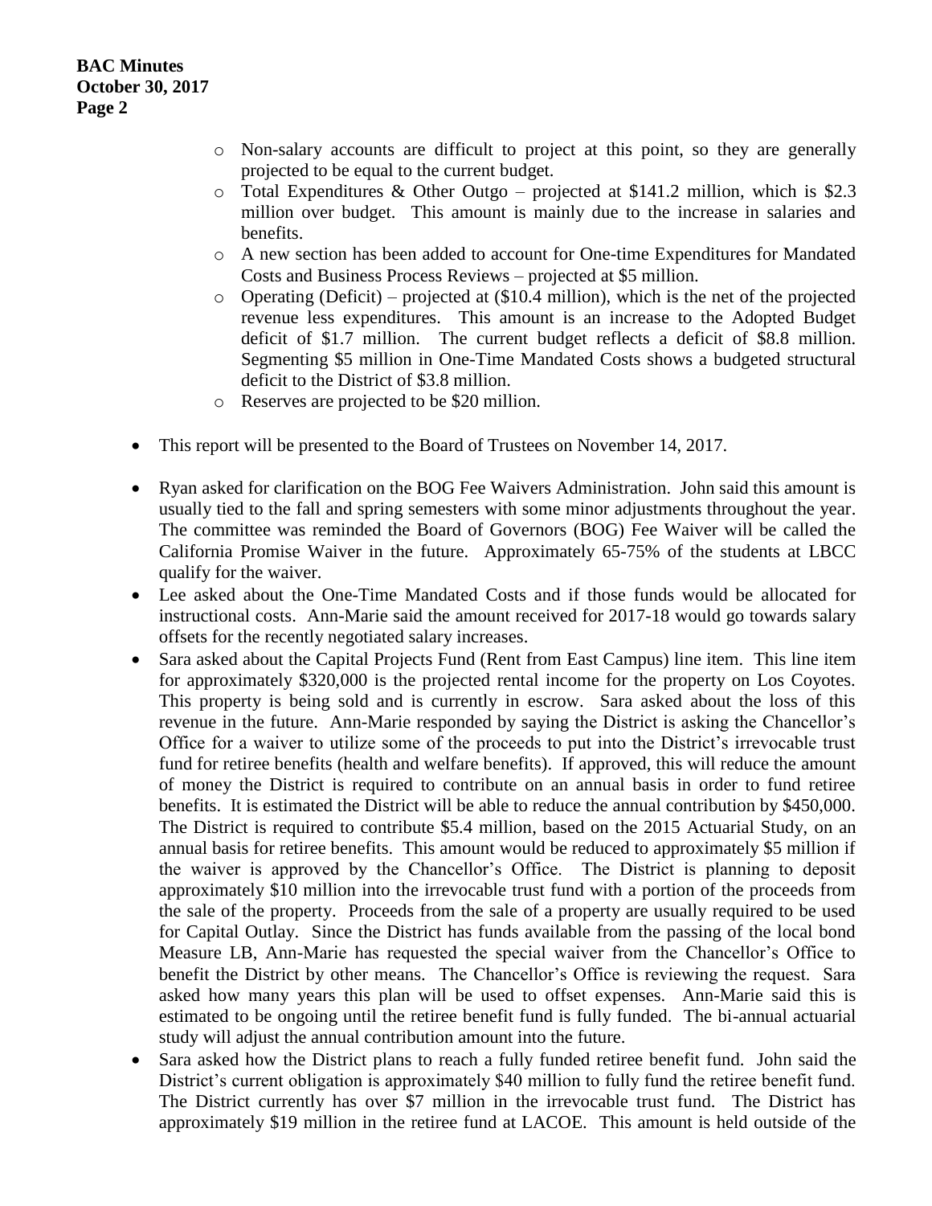- Non-salary accounts are difficult to project at this point, so they are generally projected to be equal to the current budget.
  - Total Expenditures & Other Outgo – projected at $141.2 million, which is $2.3 million over budget. This amount is mainly due to the increase in salaries and benefits.
  - A new section has been added to account for One-time Expenditures for Mandated Costs and Business Process Reviews – projected at $5 million.
  - Operating (Deficit) – projected at ($10.4 million), which is the net of the projected revenue less expenditures. This amount is an increase to the Adopted Budget deficit of $1.7 million. The current budget reflects a deficit of $8.8 million. Segmenting $5 million in One-Time Mandated Costs shows a budgeted structural deficit to the District of $3.8 million.
  - Reserves are projected to be $20 million.

- This report will be presented to the Board of Trustees on November 14, 2017.

- Ryan asked for clarification on the BOG Fee Waivers Administration. John said this amount is usually tied to the fall and spring semesters with some minor adjustments throughout the year. The committee was reminded the Board of Governors (BOG) Fee Waiver will be called the California Promise Waiver in the future. Approximately 65-75% of the students at LBCC qualify for the waiver.
- Lee asked about the One-Time Mandated Costs and if those funds would be allocated for instructional costs. Ann-Marie said the amount received for 2017-18 would go towards salary offsets for the recently negotiated salary increases.
- Sara asked about the Capital Projects Fund (Rent from East Campus) line item. This line item for approximately $320,000 is the projected rental income for the property on Los Coyotes. This property is being sold and is currently in escrow. Sara asked about the loss of this revenue in the future. Ann-Marie responded by saying the District is asking the Chancellor's Office for a waiver to utilize some of the proceeds to put into the District's irrevocable trust fund for retiree benefits (health and welfare benefits). If approved, this will reduce the amount of money the District is required to contribute on an annual basis in order to fund retiree benefits. It is estimated the District will be able to reduce the annual contribution by $450,000. The District is required to contribute $5.4 million, based on the 2015 Actuarial Study, on an annual basis for retiree benefits. This amount would be reduced to approximately $5 million if the waiver is approved by the Chancellor's Office. The District is planning to deposit approximately $10 million into the irrevocable trust fund with a portion of the proceeds from the sale of the property. Proceeds from the sale of a property are usually required to be used for Capital Outlay. Since the District has funds available from the passing of the local bond Measure LB, Ann-Marie has requested the special waiver from the Chancellor's Office to benefit the District by other means. The Chancellor's Office is reviewing the request. Sara asked how many years this plan will be used to offset expenses. Ann-Marie said this is estimated to be ongoing until the retiree benefit fund is fully funded. The bi-annual actuarial study will adjust the annual contribution amount into the future.
- Sara asked how the District plans to reach a fully funded retiree benefit fund. John said the District's current obligation is approximately $40 million to fully fund the retiree benefit fund. The District currently has over $7 million in the irrevocable trust fund. The District has approximately $19 million in the retiree fund at LACOE. This amount is held outside of the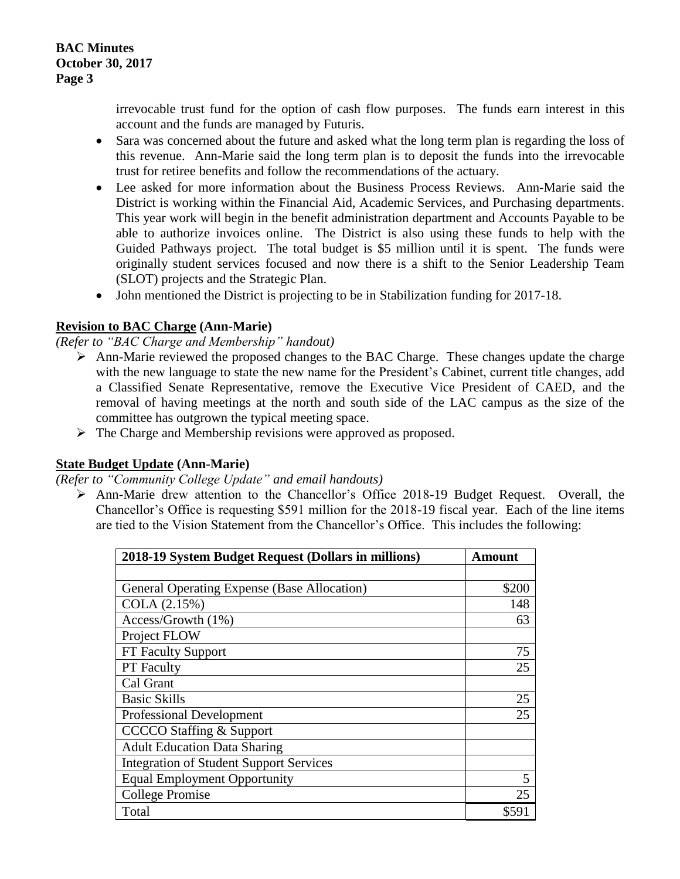irrevocable trust fund for the option of cash flow purposes. The funds earn interest in this account and the funds are managed by Futuris.

- Sara was concerned about the future and asked what the long term plan is regarding the loss of this revenue. Ann-Marie said the long term plan is to deposit the funds into the irrevocable trust for retiree benefits and follow the recommendations of the actuary.
- Lee asked for more information about the Business Process Reviews. Ann-Marie said the District is working within the Financial Aid, Academic Services, and Purchasing departments. This year work will begin in the benefit administration department and Accounts Payable to be able to authorize invoices online. The District is also using these funds to help with the Guided Pathways project. The total budget is $5 million until it is spent. The funds were originally student services focused and now there is a shift to the Senior Leadership Team (SLOT) projects and the Strategic Plan.
- John mentioned the District is projecting to be in Stabilization funding for 2017-18.

## Revision to BAC Charge (Ann-Marie)

*(Refer to "BAC Charge and Membership" handout)*

- Ann-Marie reviewed the proposed changes to the BAC Charge. These changes update the charge with the new language to state the new name for the President's Cabinet, current title changes, add a Classified Senate Representative, remove the Executive Vice President of CAED, and the removal of having meetings at the north and south side of the LAC campus as the size of the committee has outgrown the typical meeting space.
- The Charge and Membership revisions were approved as proposed.

## State Budget Update (Ann-Marie)

*(Refer to "Community College Update" and email handouts)*

- Ann-Marie drew attention to the Chancellor's Office 2018-19 Budget Request. Overall, the Chancellor's Office is requesting $591 million for the 2018-19 fiscal year. Each of the line items are tied to the Vision Statement from the Chancellor's Office. This includes the following:

| 2018-19 System Budget Request (Dollars in millions) | Amount |
|---|---|
| | |
| General Operating Expense (Base Allocation) | $200 |
| COLA (2.15%) | 148 |
| Access/Growth (1%) | 63 |
| Project FLOW | |
| FT Faculty Support | 75 |
| PT Faculty | 25 |
| Cal Grant | |
| Basic Skills | 25 |
| Professional Development | 25 |
| CCCCO Staffing & Support | |
| Adult Education Data Sharing | |
| Integration of Student Support Services | |
| Equal Employment Opportunity | 5 |
| College Promise | 25 |
| Total | $591 |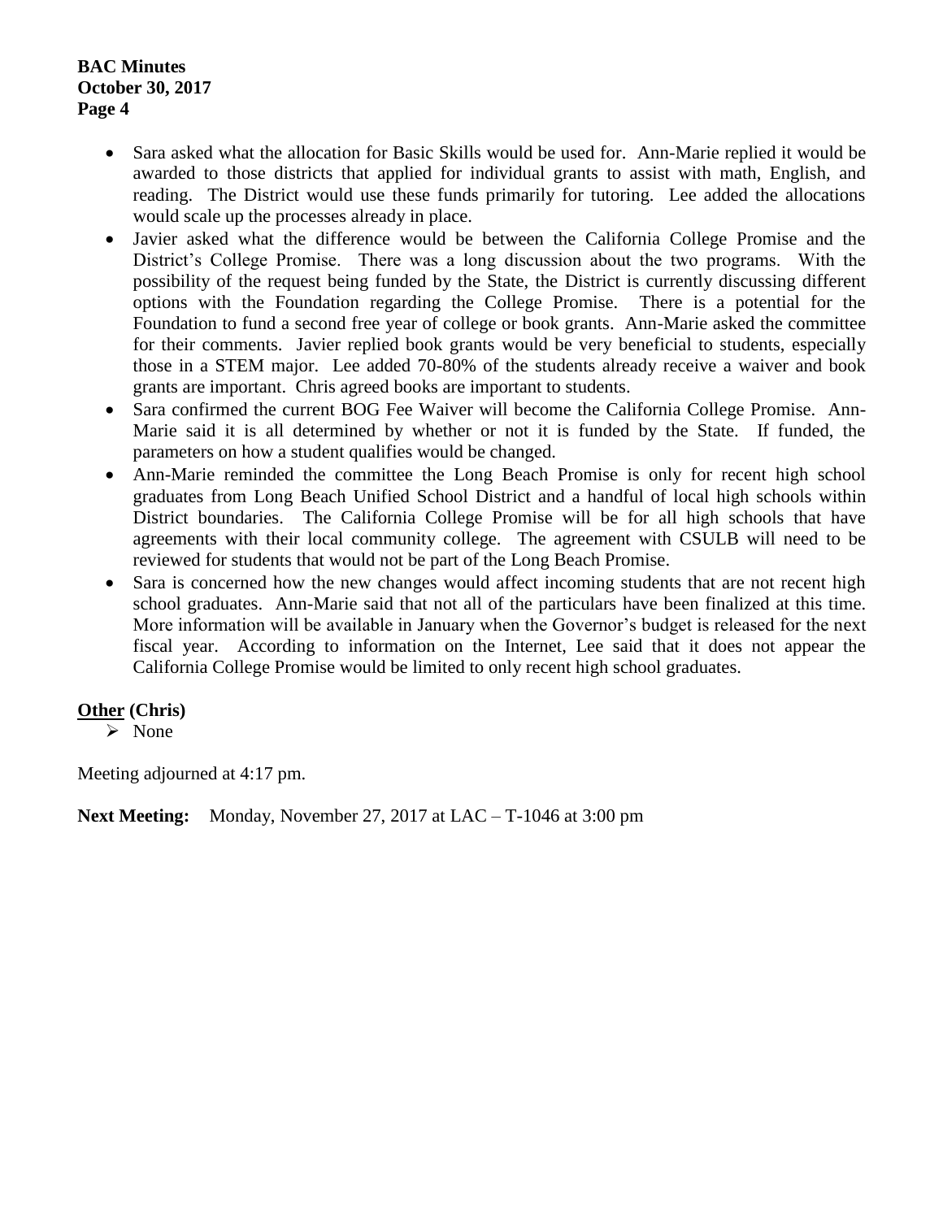- Sara asked what the allocation for Basic Skills would be used for. Ann-Marie replied it would be awarded to those districts that applied for individual grants to assist with math, English, and reading. The District would use these funds primarily for tutoring. Lee added the allocations would scale up the processes already in place.
- Javier asked what the difference would be between the California College Promise and the District's College Promise. There was a long discussion about the two programs. With the possibility of the request being funded by the State, the District is currently discussing different options with the Foundation regarding the College Promise. There is a potential for the Foundation to fund a second free year of college or book grants. Ann-Marie asked the committee for their comments. Javier replied book grants would be very beneficial to students, especially those in a STEM major. Lee added 70-80% of the students already receive a waiver and book grants are important. Chris agreed books are important to students.
- Sara confirmed the current BOG Fee Waiver will become the California College Promise. Ann-Marie said it is all determined by whether or not it is funded by the State. If funded, the parameters on how a student qualifies would be changed.
- Ann-Marie reminded the committee the Long Beach Promise is only for recent high school graduates from Long Beach Unified School District and a handful of local high schools within District boundaries. The California College Promise will be for all high schools that have agreements with their local community college. The agreement with CSULB will need to be reviewed for students that would not be part of the Long Beach Promise.
- Sara is concerned how the new changes would affect incoming students that are not recent high school graduates. Ann-Marie said that not all of the particulars have been finalized at this time. More information will be available in January when the Governor's budget is released for the next fiscal year. According to information on the Internet, Lee said that it does not appear the California College Promise would be limited to only recent high school graduates.

**Other (Chris)**

- None

Meeting adjourned at 4:17 pm.

**Next Meeting:** Monday, November 27, 2017 at LAC – T-1046 at 3:00 pm